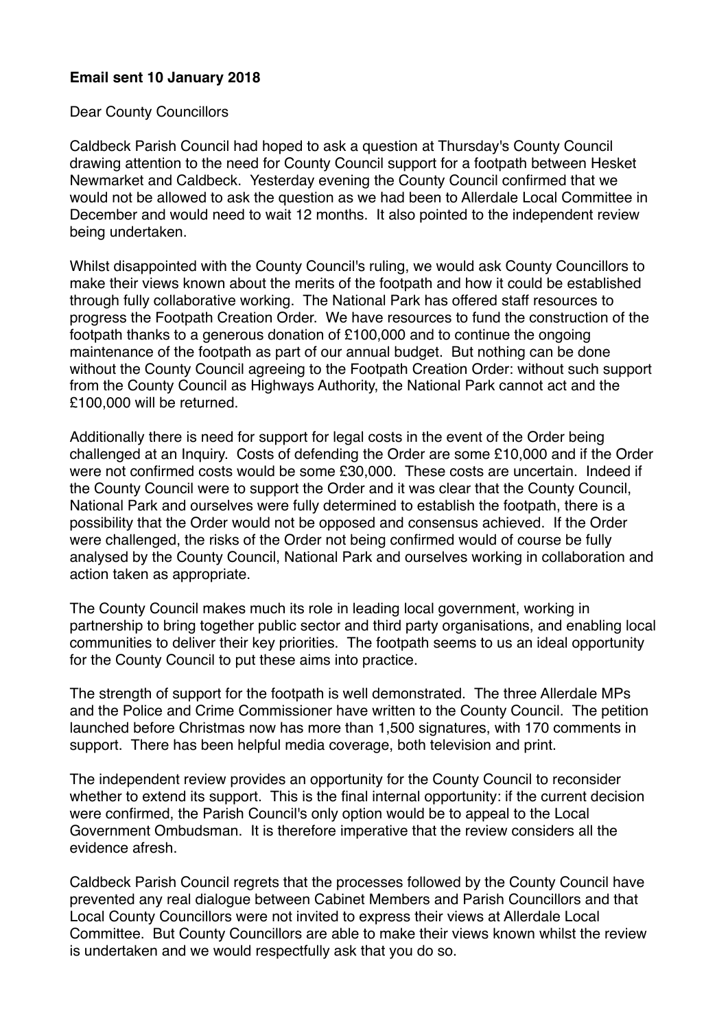**Email sent 10 January 2018**

Dear County Councillors

Caldbeck Parish Council had hoped to ask a question at Thursday's County Council drawing attention to the need for County Council support for a footpath between Hesket Newmarket and Caldbeck. Yesterday evening the County Council confirmed that we would not be allowed to ask the question as we had been to Allerdale Local Committee in December and would need to wait 12 months. It also pointed to the independent review being undertaken.

Whilst disappointed with the County Council's ruling, we would ask County Councillors to make their views known about the merits of the footpath and how it could be established through fully collaborative working. The National Park has offered staff resources to progress the Footpath Creation Order. We have resources to fund the construction of the footpath thanks to a generous donation of £100,000 and to continue the ongoing maintenance of the footpath as part of our annual budget. But nothing can be done without the County Council agreeing to the Footpath Creation Order: without such support from the County Council as Highways Authority, the National Park cannot act and the £100,000 will be returned.

Additionally there is need for support for legal costs in the event of the Order being challenged at an Inquiry. Costs of defending the Order are some £10,000 and if the Order were not confirmed costs would be some £30,000. These costs are uncertain. Indeed if the County Council were to support the Order and it was clear that the County Council, National Park and ourselves were fully determined to establish the footpath, there is a possibility that the Order would not be opposed and consensus achieved. If the Order were challenged, the risks of the Order not being confirmed would of course be fully analysed by the County Council, National Park and ourselves working in collaboration and action taken as appropriate.

The County Council makes much its role in leading local government, working in partnership to bring together public sector and third party organisations, and enabling local communities to deliver their key priorities. The footpath seems to us an ideal opportunity for the County Council to put these aims into practice.

The strength of support for the footpath is well demonstrated. The three Allerdale MPs and the Police and Crime Commissioner have written to the County Council. The petition launched before Christmas now has more than 1,500 signatures, with 170 comments in support. There has been helpful media coverage, both television and print.

The independent review provides an opportunity for the County Council to reconsider whether to extend its support. This is the final internal opportunity: if the current decision were confirmed, the Parish Council's only option would be to appeal to the Local Government Ombudsman. It is therefore imperative that the review considers all the evidence afresh.

Caldbeck Parish Council regrets that the processes followed by the County Council have prevented any real dialogue between Cabinet Members and Parish Councillors and that Local County Councillors were not invited to express their views at Allerdale Local Committee. But County Councillors are able to make their views known whilst the review is undertaken and we would respectfully ask that you do so.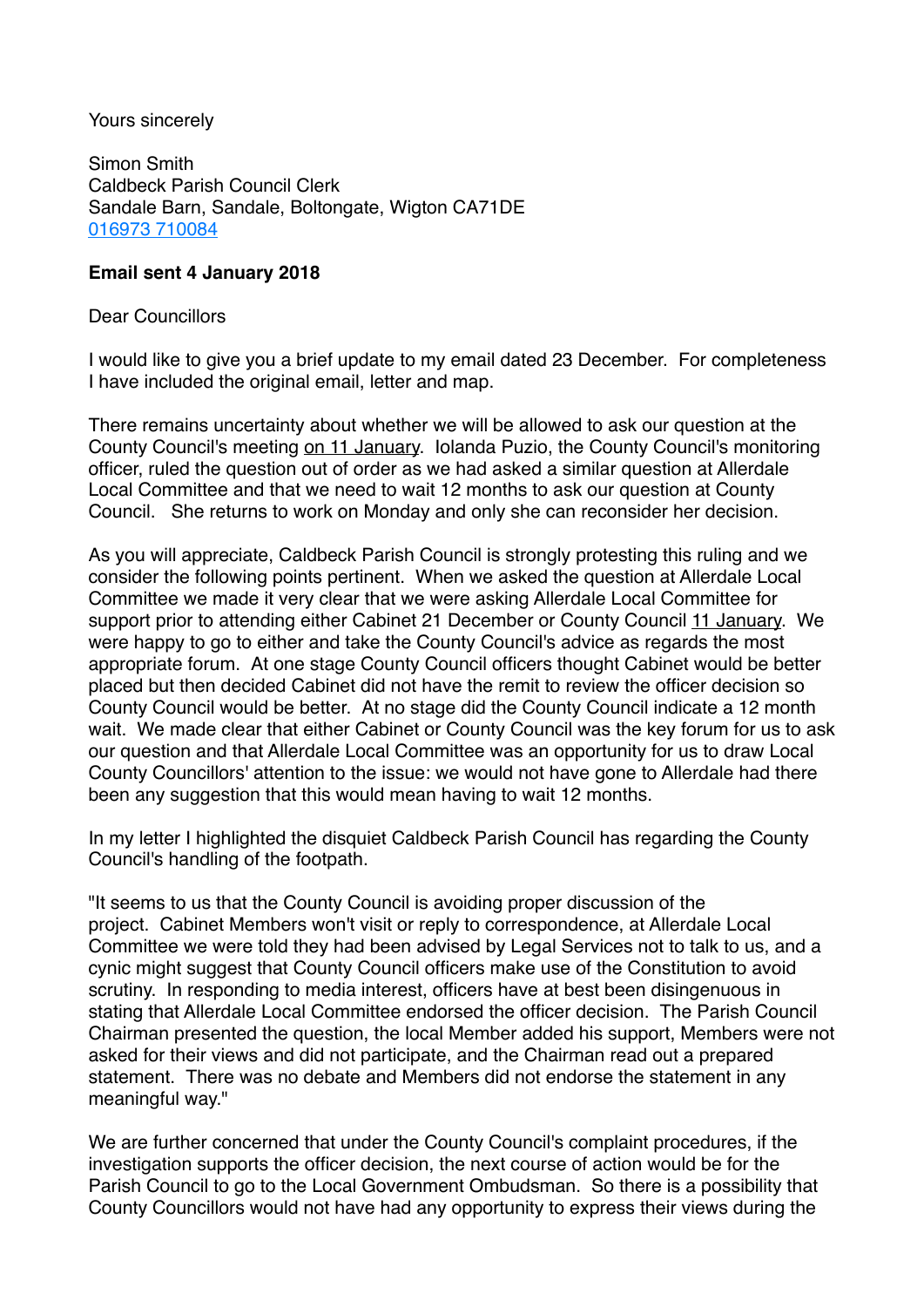Yours sincerely

Simon Smith
Caldbeck Parish Council Clerk
Sandale Barn, Sandale, Boltongate, Wigton CA71DE
016973 710084

**Email sent 4 January 2018**

Dear Councillors

I would like to give you a brief update to my email dated 23 December. For completeness I have included the original email, letter and map.

There remains uncertainty about whether we will be allowed to ask our question at the County Council's meeting on 11 January. Iolanda Puzio, the County Council's monitoring officer, ruled the question out of order as we had asked a similar question at Allerdale Local Committee and that we need to wait 12 months to ask our question at County Council. She returns to work on Monday and only she can reconsider her decision.

As you will appreciate, Caldbeck Parish Council is strongly protesting this ruling and we consider the following points pertinent. When we asked the question at Allerdale Local Committee we made it very clear that we were asking Allerdale Local Committee for support prior to attending either Cabinet 21 December or County Council 11 January. We were happy to go to either and take the County Council's advice as regards the most appropriate forum. At one stage County Council officers thought Cabinet would be better placed but then decided Cabinet did not have the remit to review the officer decision so County Council would be better. At no stage did the County Council indicate a 12 month wait. We made clear that either Cabinet or County Council was the key forum for us to ask our question and that Allerdale Local Committee was an opportunity for us to draw Local County Councillors' attention to the issue: we would not have gone to Allerdale had there been any suggestion that this would mean having to wait 12 months.

In my letter I highlighted the disquiet Caldbeck Parish Council has regarding the County Council's handling of the footpath.

"It seems to us that the County Council is avoiding proper discussion of the project. Cabinet Members won't visit or reply to correspondence, at Allerdale Local Committee we were told they had been advised by Legal Services not to talk to us, and a cynic might suggest that County Council officers make use of the Constitution to avoid scrutiny. In responding to media interest, officers have at best been disingenuous in stating that Allerdale Local Committee endorsed the officer decision. The Parish Council Chairman presented the question, the local Member added his support, Members were not asked for their views and did not participate, and the Chairman read out a prepared statement. There was no debate and Members did not endorse the statement in any meaningful way."

We are further concerned that under the County Council's complaint procedures, if the investigation supports the officer decision, the next course of action would be for the Parish Council to go to the Local Government Ombudsman. So there is a possibility that County Councillors would not have had any opportunity to express their views during the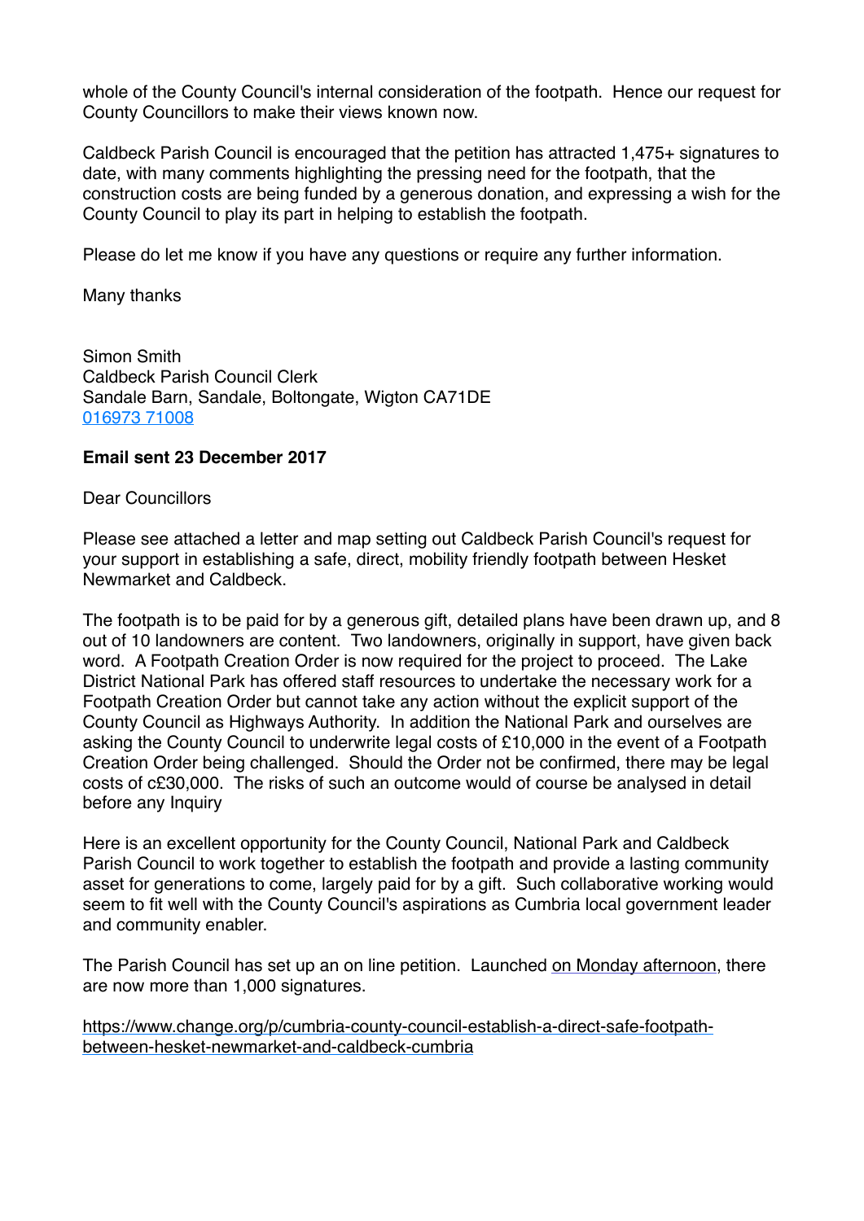whole of the County Council's internal consideration of the footpath. Hence our request for County Councillors to make their views known now.

Caldbeck Parish Council is encouraged that the petition has attracted 1,475+ signatures to date, with many comments highlighting the pressing need for the footpath, that the construction costs are being funded by a generous donation, and expressing a wish for the County Council to play its part in helping to establish the footpath.

Please do let me know if you have any questions or require any further information.

Many thanks

Simon Smith  
Caldbeck Parish Council Clerk  
Sandale Barn, Sandale, Boltongate, Wigton CA71DE  
016973 71008

**Email sent 23 December 2017**

Dear Councillors

Please see attached a letter and map setting out Caldbeck Parish Council's request for your support in establishing a safe, direct, mobility friendly footpath between Hesket Newmarket and Caldbeck.

The footpath is to be paid for by a generous gift, detailed plans have been drawn up, and 8 out of 10 landowners are content. Two landowners, originally in support, have given back word. A Footpath Creation Order is now required for the project to proceed. The Lake District National Park has offered staff resources to undertake the necessary work for a Footpath Creation Order but cannot take any action without the explicit support of the County Council as Highways Authority. In addition the National Park and ourselves are asking the County Council to underwrite legal costs of £10,000 in the event of a Footpath Creation Order being challenged. Should the Order not be confirmed, there may be legal costs of c£30,000. The risks of such an outcome would of course be analysed in detail before any Inquiry

Here is an excellent opportunity for the County Council, National Park and Caldbeck Parish Council to work together to establish the footpath and provide a lasting community asset for generations to come, largely paid for by a gift. Such collaborative working would seem to fit well with the County Council's aspirations as Cumbria local government leader and community enabler.

The Parish Council has set up an on line petition. Launched on Monday afternoon, there are now more than 1,000 signatures.

https://www.change.org/p/cumbria-county-council-establish-a-direct-safe-footpath-between-hesket-newmarket-and-caldbeck-cumbria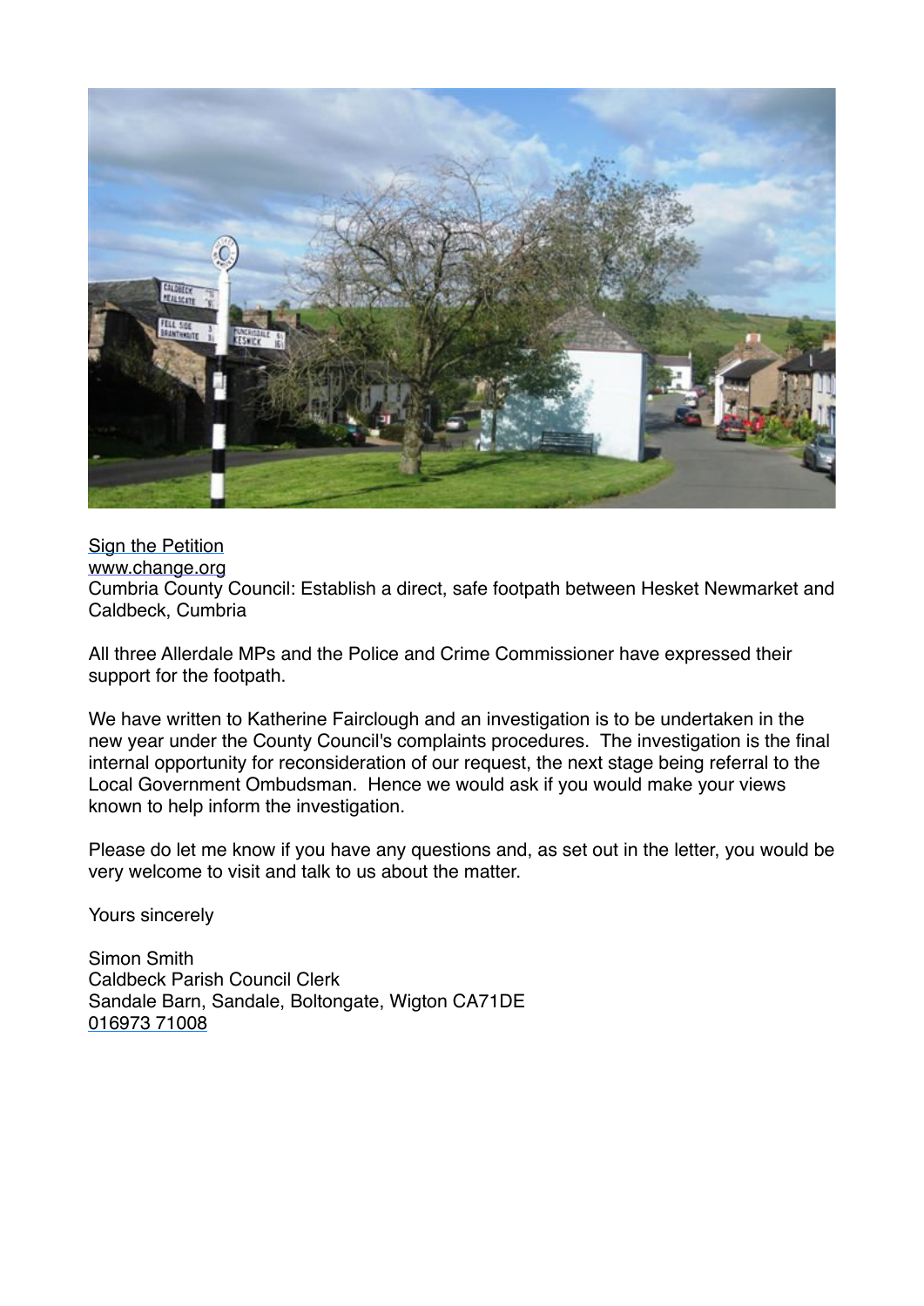Sign the Petition
www.change.org
Cumbria County Council: Establish a direct, safe footpath between Hesket Newmarket and Caldbeck, Cumbria

All three Allerdale MPs and the Police and Crime Commissioner have expressed their support for the footpath.

We have written to Katherine Fairclough and an investigation is to be undertaken in the new year under the County Council's complaints procedures. The investigation is the final internal opportunity for reconsideration of our request, the next stage being referral to the Local Government Ombudsman. Hence we would ask if you would make your views known to help inform the investigation.

Please do let me know if you have any questions and, as set out in the letter, you would be very welcome to visit and talk to us about the matter.

Yours sincerely

Simon Smith
Caldbeck Parish Council Clerk
Sandale Barn, Sandale, Boltongate, Wigton CA71DE
016973 71008